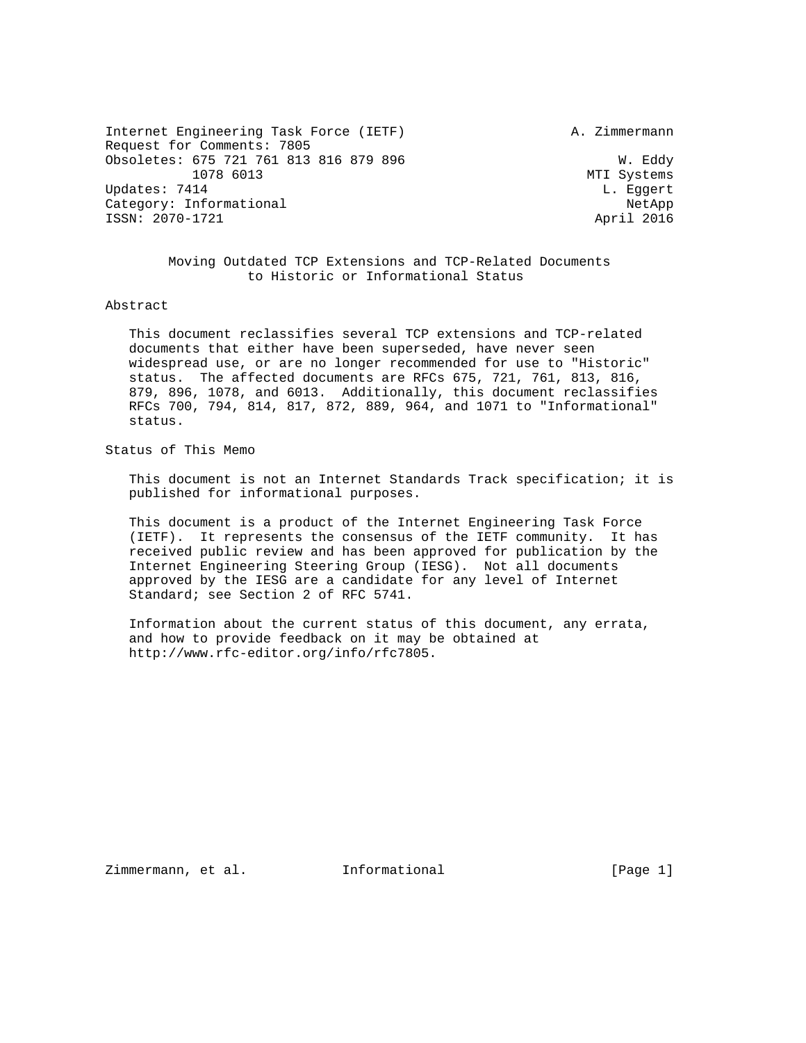Internet Engineering Task Force (IETF)  A. Zimmermann
Request for Comments: 7805
Obsoletes: 675 721 761 813 816 879 896 1078 6013  W. Eddy, MTI Systems
Updates: 7414  L. Eggert, NetApp
Category: Informational
ISSN: 2070-1721  April 2016

# Moving Outdated TCP Extensions and TCP-Related Documents to Historic or Informational Status

## Abstract

This document reclassifies several TCP extensions and TCP-related documents that either have been superseded, have never seen widespread use, or are no longer recommended for use to "Historic" status. The affected documents are RFCs 675, 721, 761, 813, 816, 879, 896, 1078, and 6013. Additionally, this document reclassifies RFCs 700, 794, 814, 817, 872, 889, 964, and 1071 to "Informational" status.

## Status of This Memo

This document is not an Internet Standards Track specification; it is published for informational purposes.

This document is a product of the Internet Engineering Task Force (IETF). It represents the consensus of the IETF community. It has received public review and has been approved for publication by the Internet Engineering Steering Group (IESG). Not all documents approved by the IESG are a candidate for any level of Internet Standard; see Section 2 of RFC 5741.

Information about the current status of this document, any errata, and how to provide feedback on it may be obtained at http://www.rfc-editor.org/info/rfc7805.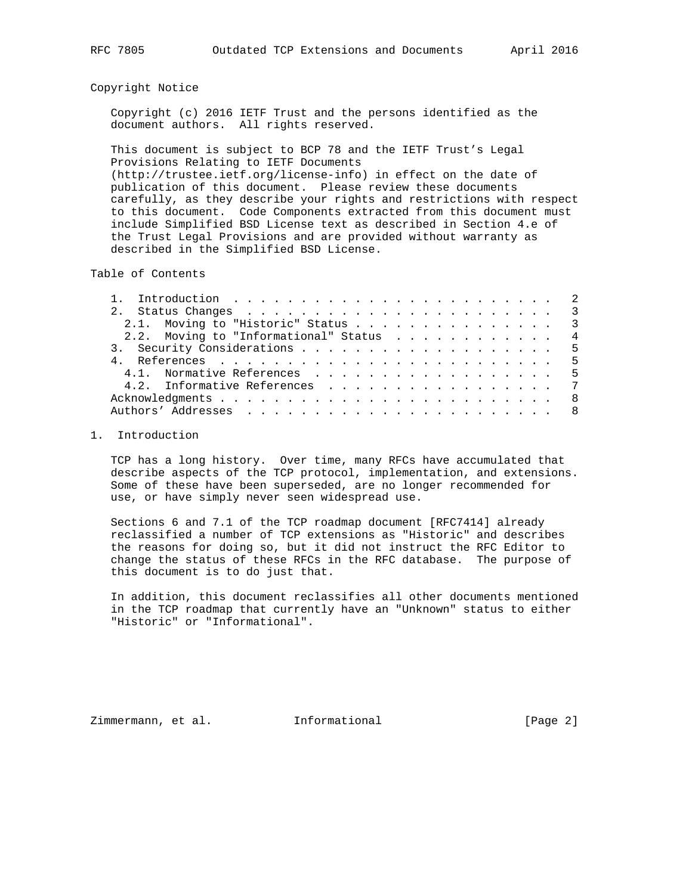## Copyright Notice

Copyright (c) 2016 IETF Trust and the persons identified as the document authors. All rights reserved.

This document is subject to BCP 78 and the IETF Trust's Legal Provisions Relating to IETF Documents (http://trustee.ietf.org/license-info) in effect on the date of publication of this document. Please review these documents carefully, as they describe your rights and restrictions with respect to this document. Code Components extracted from this document must include Simplified BSD License text as described in Section 4.e of the Trust Legal Provisions and are provided without warranty as described in the Simplified BSD License.

## Table of Contents

- 1. Introduction . . . . . . . . . . . . . . . . . . . . . . . . 2
- 2. Status Changes . . . . . . . . . . . . . . . . . . . . . . . 3
  - 2.1. Moving to "Historic" Status . . . . . . . . . . . . . . . 3
  - 2.2. Moving to "Informational" Status . . . . . . . . . . . . 4
- 3. Security Considerations . . . . . . . . . . . . . . . . . . . 5
- 4. References . . . . . . . . . . . . . . . . . . . . . . . . . 5
  - 4.1. Normative References . . . . . . . . . . . . . . . . . . 5
  - 4.2. Informative References . . . . . . . . . . . . . . . . . 7
- Acknowledgments . . . . . . . . . . . . . . . . . . . . . . . . . 8
- Authors' Addresses . . . . . . . . . . . . . . . . . . . . . . . 8

## 1. Introduction

TCP has a long history. Over time, many RFCs have accumulated that describe aspects of the TCP protocol, implementation, and extensions. Some of these have been superseded, are no longer recommended for use, or have simply never seen widespread use.

Sections 6 and 7.1 of the TCP roadmap document [RFC7414] already reclassified a number of TCP extensions as "Historic" and describes the reasons for doing so, but it did not instruct the RFC Editor to change the status of these RFCs in the RFC database. The purpose of this document is to do just that.

In addition, this document reclassifies all other documents mentioned in the TCP roadmap that currently have an "Unknown" status to either "Historic" or "Informational".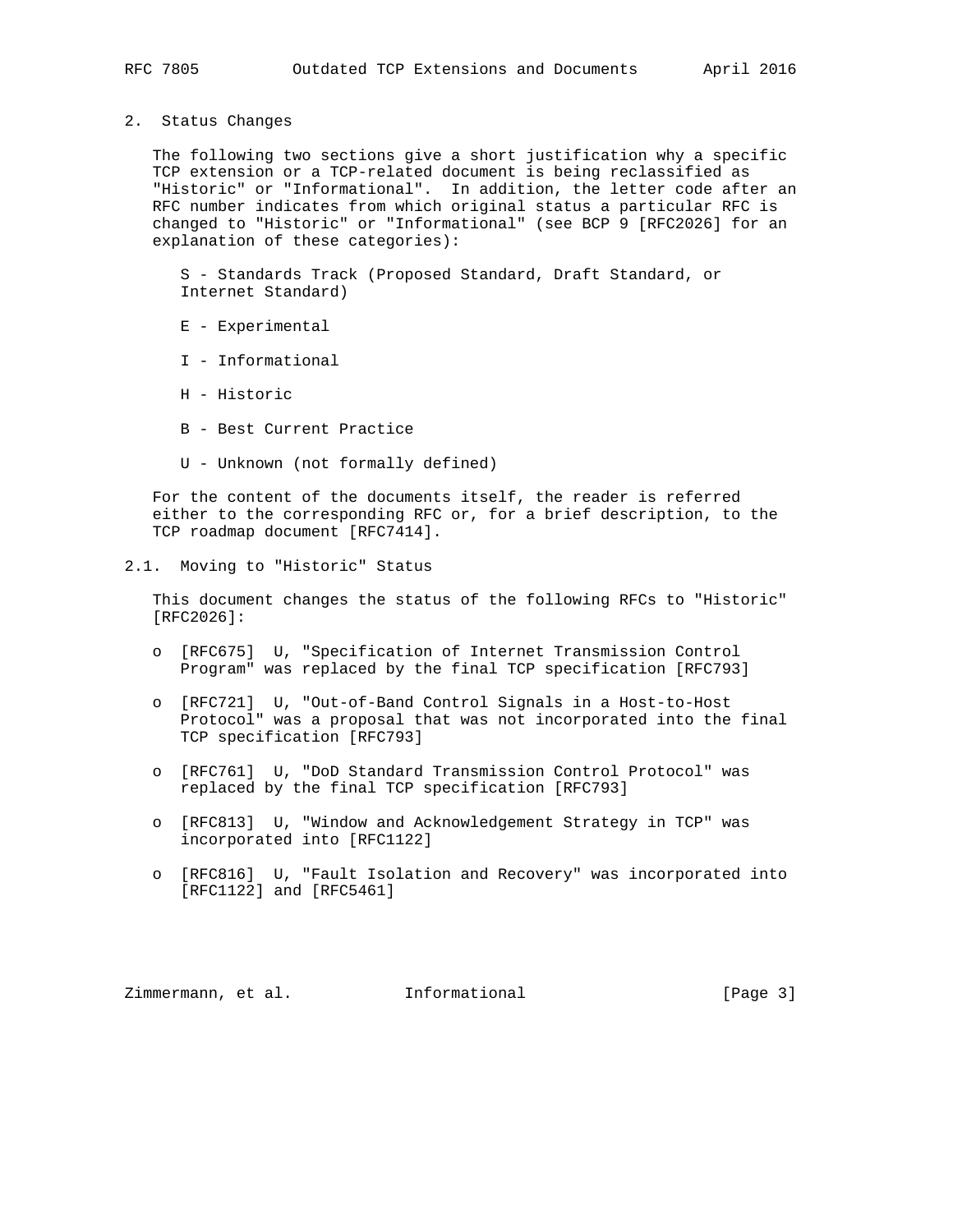## 2. Status Changes

The following two sections give a short justification why a specific TCP extension or a TCP-related document is being reclassified as "Historic" or "Informational". In addition, the letter code after an RFC number indicates from which original status a particular RFC is changed to "Historic" or "Informational" (see BCP 9 [RFC2026] for an explanation of these categories):

S - Standards Track (Proposed Standard, Draft Standard, or Internet Standard)

E - Experimental

I - Informational

H - Historic

B - Best Current Practice

U - Unknown (not formally defined)

For the content of the documents itself, the reader is referred either to the corresponding RFC or, for a brief description, to the TCP roadmap document [RFC7414].

### 2.1. Moving to "Historic" Status

This document changes the status of the following RFCs to "Historic" [RFC2026]:

- [RFC675] U, "Specification of Internet Transmission Control Program" was replaced by the final TCP specification [RFC793]
- [RFC721] U, "Out-of-Band Control Signals in a Host-to-Host Protocol" was a proposal that was not incorporated into the final TCP specification [RFC793]
- [RFC761] U, "DoD Standard Transmission Control Protocol" was replaced by the final TCP specification [RFC793]
- [RFC813] U, "Window and Acknowledgement Strategy in TCP" was incorporated into [RFC1122]
- [RFC816] U, "Fault Isolation and Recovery" was incorporated into [RFC1122] and [RFC5461]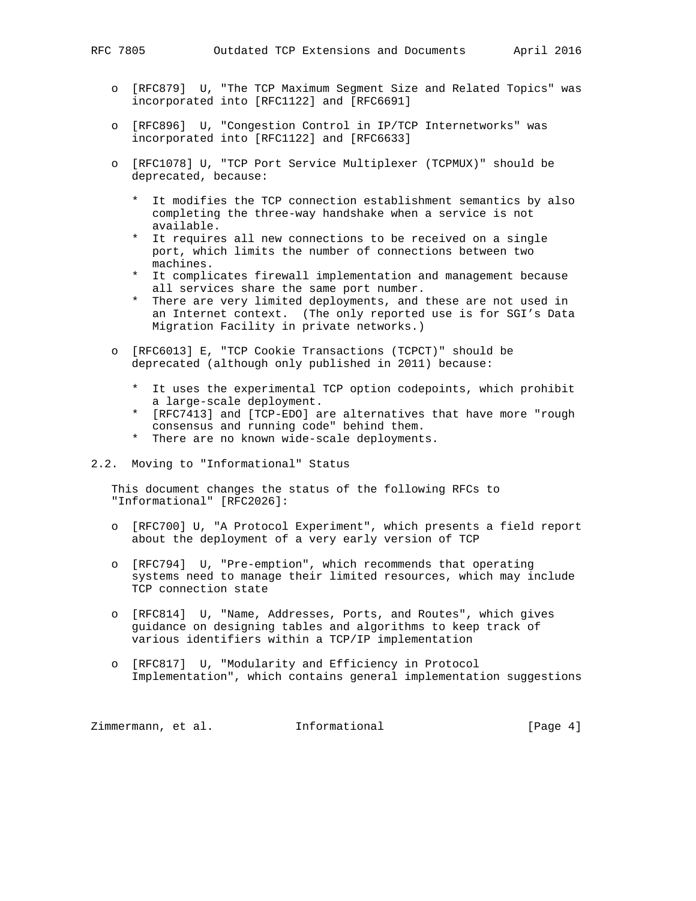- [RFC879] U, "The TCP Maximum Segment Size and Related Topics" was incorporated into [RFC1122] and [RFC6691]

- [RFC896] U, "Congestion Control in IP/TCP Internetworks" was incorporated into [RFC1122] and [RFC6633]

- [RFC1078] U, "TCP Port Service Multiplexer (TCPMUX)" should be deprecated, because:

  * It modifies the TCP connection establishment semantics by also completing the three-way handshake when a service is not available.
  * It requires all new connections to be received on a single port, which limits the number of connections between two machines.
  * It complicates firewall implementation and management because all services share the same port number.
  * There are very limited deployments, and these are not used in an Internet context. (The only reported use is for SGI's Data Migration Facility in private networks.)

- [RFC6013] E, "TCP Cookie Transactions (TCPCT)" should be deprecated (although only published in 2011) because:

  * It uses the experimental TCP option codepoints, which prohibit a large-scale deployment.
  * [RFC7413] and [TCP-EDO] are alternatives that have more "rough consensus and running code" behind them.
  * There are no known wide-scale deployments.

## 2.2. Moving to "Informational" Status

This document changes the status of the following RFCs to "Informational" [RFC2026]:

- [RFC700] U, "A Protocol Experiment", which presents a field report about the deployment of a very early version of TCP

- [RFC794] U, "Pre-emption", which recommends that operating systems need to manage their limited resources, which may include TCP connection state

- [RFC814] U, "Name, Addresses, Ports, and Routes", which gives guidance on designing tables and algorithms to keep track of various identifiers within a TCP/IP implementation

- [RFC817] U, "Modularity and Efficiency in Protocol Implementation", which contains general implementation suggestions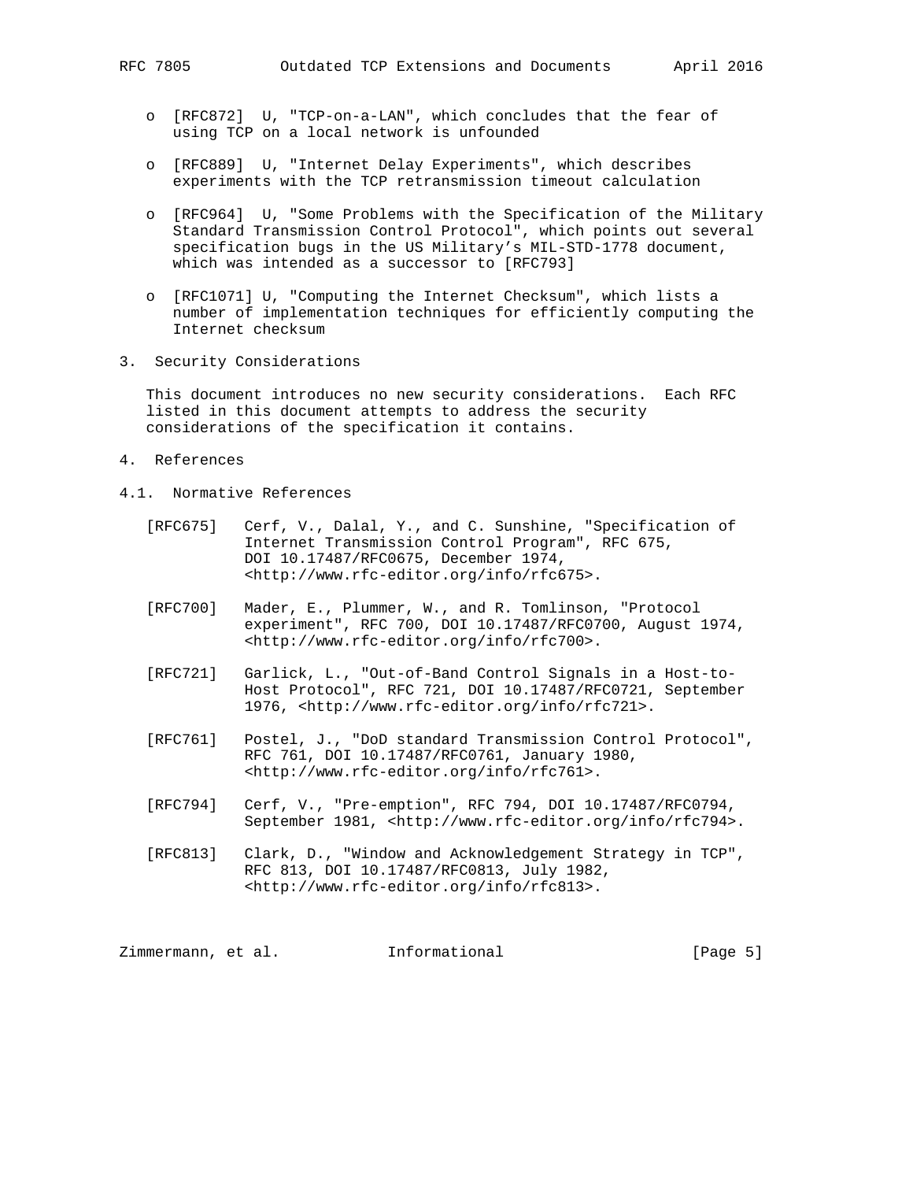- [RFC872] U, "TCP-on-a-LAN", which concludes that the fear of using TCP on a local network is unfounded

- [RFC889] U, "Internet Delay Experiments", which describes experiments with the TCP retransmission timeout calculation

- [RFC964] U, "Some Problems with the Specification of the Military Standard Transmission Control Protocol", which points out several specification bugs in the US Military's MIL-STD-1778 document, which was intended as a successor to [RFC793]

- [RFC1071] U, "Computing the Internet Checksum", which lists a number of implementation techniques for efficiently computing the Internet checksum

## 3. Security Considerations

This document introduces no new security considerations. Each RFC listed in this document attempts to address the security considerations of the specification it contains.

## 4. References

### 4.1. Normative References

[RFC675] Cerf, V., Dalal, Y., and C. Sunshine, "Specification of Internet Transmission Control Program", RFC 675, DOI 10.17487/RFC0675, December 1974, <http://www.rfc-editor.org/info/rfc675>.

[RFC700] Mader, E., Plummer, W., and R. Tomlinson, "Protocol experiment", RFC 700, DOI 10.17487/RFC0700, August 1974, <http://www.rfc-editor.org/info/rfc700>.

[RFC721] Garlick, L., "Out-of-Band Control Signals in a Host-to-Host Protocol", RFC 721, DOI 10.17487/RFC0721, September 1976, <http://www.rfc-editor.org/info/rfc721>.

[RFC761] Postel, J., "DoD standard Transmission Control Protocol", RFC 761, DOI 10.17487/RFC0761, January 1980, <http://www.rfc-editor.org/info/rfc761>.

[RFC794] Cerf, V., "Pre-emption", RFC 794, DOI 10.17487/RFC0794, September 1981, <http://www.rfc-editor.org/info/rfc794>.

[RFC813] Clark, D., "Window and Acknowledgement Strategy in TCP", RFC 813, DOI 10.17487/RFC0813, July 1982, <http://www.rfc-editor.org/info/rfc813>.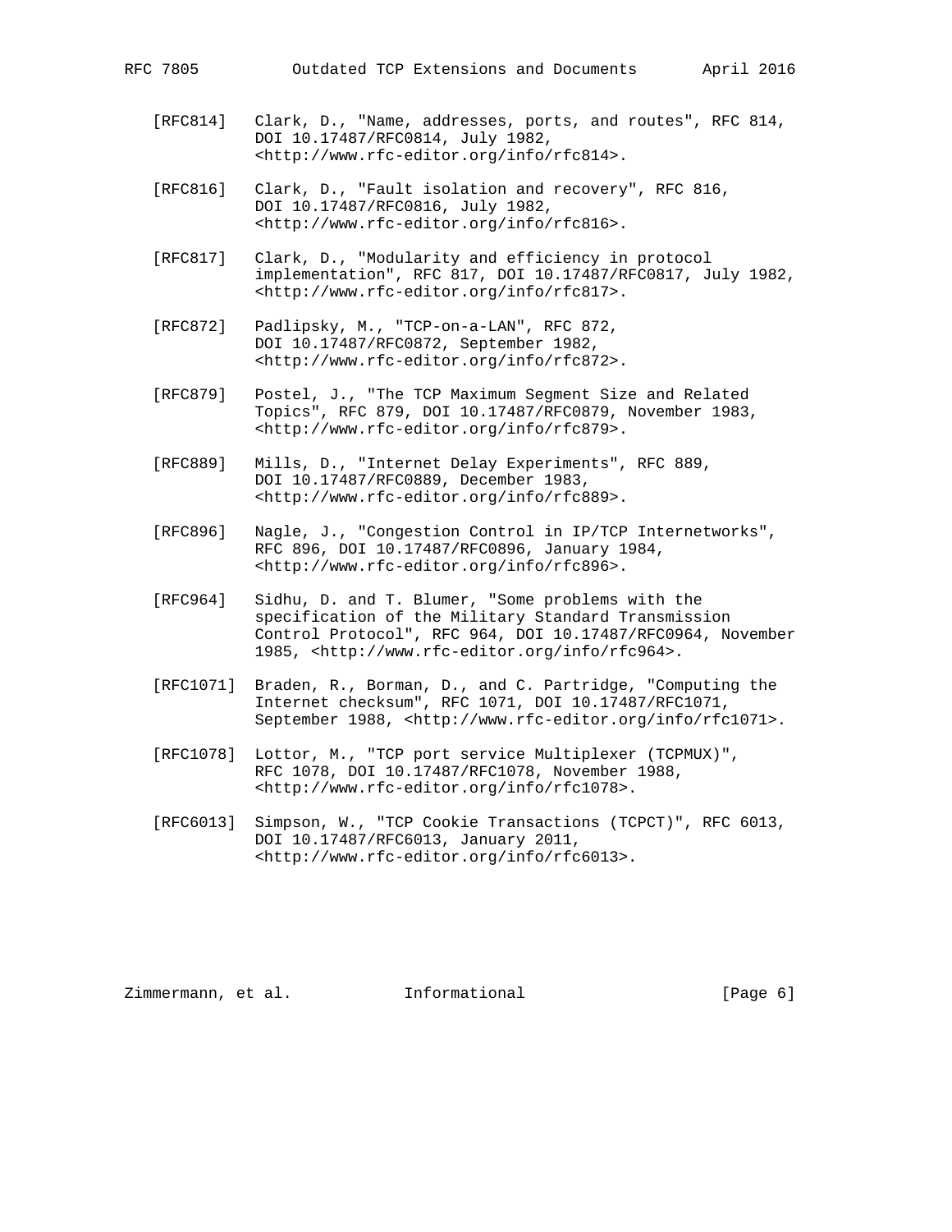[RFC814] Clark, D., "Name, addresses, ports, and routes", RFC 814, DOI 10.17487/RFC0814, July 1982, <http://www.rfc-editor.org/info/rfc814>.

[RFC816] Clark, D., "Fault isolation and recovery", RFC 816, DOI 10.17487/RFC0816, July 1982, <http://www.rfc-editor.org/info/rfc816>.

[RFC817] Clark, D., "Modularity and efficiency in protocol implementation", RFC 817, DOI 10.17487/RFC0817, July 1982, <http://www.rfc-editor.org/info/rfc817>.

[RFC872] Padlipsky, M., "TCP-on-a-LAN", RFC 872, DOI 10.17487/RFC0872, September 1982, <http://www.rfc-editor.org/info/rfc872>.

[RFC879] Postel, J., "The TCP Maximum Segment Size and Related Topics", RFC 879, DOI 10.17487/RFC0879, November 1983, <http://www.rfc-editor.org/info/rfc879>.

[RFC889] Mills, D., "Internet Delay Experiments", RFC 889, DOI 10.17487/RFC0889, December 1983, <http://www.rfc-editor.org/info/rfc889>.

[RFC896] Nagle, J., "Congestion Control in IP/TCP Internetworks", RFC 896, DOI 10.17487/RFC0896, January 1984, <http://www.rfc-editor.org/info/rfc896>.

[RFC964] Sidhu, D. and T. Blumer, "Some problems with the specification of the Military Standard Transmission Control Protocol", RFC 964, DOI 10.17487/RFC0964, November 1985, <http://www.rfc-editor.org/info/rfc964>.

[RFC1071] Braden, R., Borman, D., and C. Partridge, "Computing the Internet checksum", RFC 1071, DOI 10.17487/RFC1071, September 1988, <http://www.rfc-editor.org/info/rfc1071>.

[RFC1078] Lottor, M., "TCP port service Multiplexer (TCPMUX)", RFC 1078, DOI 10.17487/RFC1078, November 1988, <http://www.rfc-editor.org/info/rfc1078>.

[RFC6013] Simpson, W., "TCP Cookie Transactions (TCPCT)", RFC 6013, DOI 10.17487/RFC6013, January 2011, <http://www.rfc-editor.org/info/rfc6013>.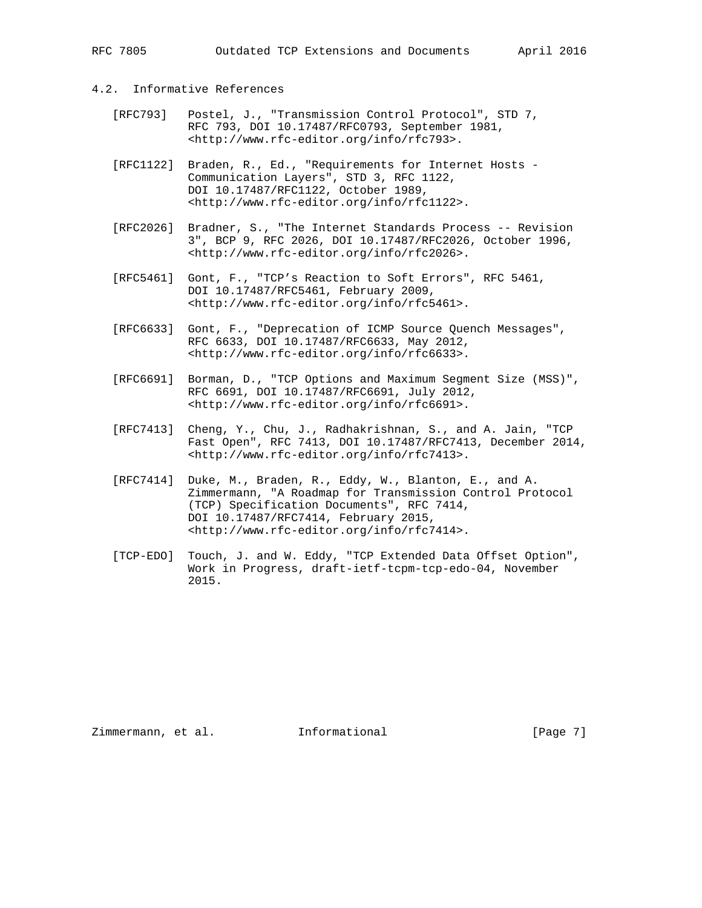### 4.2. Informative References

[RFC793] Postel, J., "Transmission Control Protocol", STD 7, RFC 793, DOI 10.17487/RFC0793, September 1981, <http://www.rfc-editor.org/info/rfc793>.

[RFC1122] Braden, R., Ed., "Requirements for Internet Hosts - Communication Layers", STD 3, RFC 1122, DOI 10.17487/RFC1122, October 1989, <http://www.rfc-editor.org/info/rfc1122>.

[RFC2026] Bradner, S., "The Internet Standards Process -- Revision 3", BCP 9, RFC 2026, DOI 10.17487/RFC2026, October 1996, <http://www.rfc-editor.org/info/rfc2026>.

[RFC5461] Gont, F., "TCP's Reaction to Soft Errors", RFC 5461, DOI 10.17487/RFC5461, February 2009, <http://www.rfc-editor.org/info/rfc5461>.

[RFC6633] Gont, F., "Deprecation of ICMP Source Quench Messages", RFC 6633, DOI 10.17487/RFC6633, May 2012, <http://www.rfc-editor.org/info/rfc6633>.

[RFC6691] Borman, D., "TCP Options and Maximum Segment Size (MSS)", RFC 6691, DOI 10.17487/RFC6691, July 2012, <http://www.rfc-editor.org/info/rfc6691>.

[RFC7413] Cheng, Y., Chu, J., Radhakrishnan, S., and A. Jain, "TCP Fast Open", RFC 7413, DOI 10.17487/RFC7413, December 2014, <http://www.rfc-editor.org/info/rfc7413>.

[RFC7414] Duke, M., Braden, R., Eddy, W., Blanton, E., and A. Zimmermann, "A Roadmap for Transmission Control Protocol (TCP) Specification Documents", RFC 7414, DOI 10.17487/RFC7414, February 2015, <http://www.rfc-editor.org/info/rfc7414>.

[TCP-EDO] Touch, J. and W. Eddy, "TCP Extended Data Offset Option", Work in Progress, draft-ietf-tcpm-tcp-edo-04, November 2015.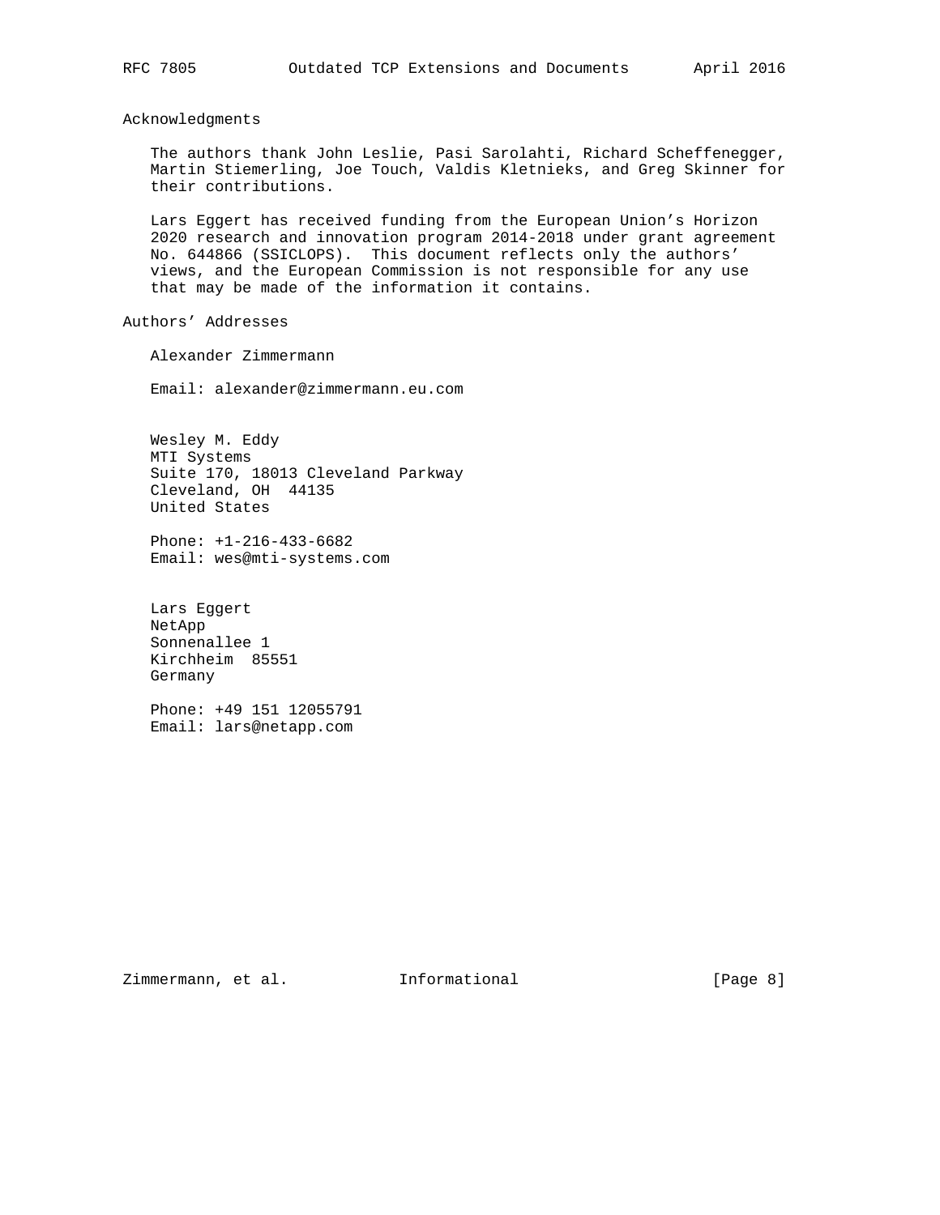## Acknowledgments

The authors thank John Leslie, Pasi Sarolahti, Richard Scheffenegger, Martin Stiemerling, Joe Touch, Valdis Kletnieks, and Greg Skinner for their contributions.

Lars Eggert has received funding from the European Union's Horizon 2020 research and innovation program 2014-2018 under grant agreement No. 644866 (SSICLOPS). This document reflects only the authors' views, and the European Commission is not responsible for any use that may be made of the information it contains.

## Authors' Addresses

Alexander Zimmermann

Email: alexander@zimmermann.eu.com

Wesley M. Eddy
MTI Systems
Suite 170, 18013 Cleveland Parkway
Cleveland, OH 44135
United States

Phone: +1-216-433-6682
Email: wes@mti-systems.com

Lars Eggert
NetApp
Sonnenallee 1
Kirchheim 85551
Germany

Phone: +49 151 12055791
Email: lars@netapp.com